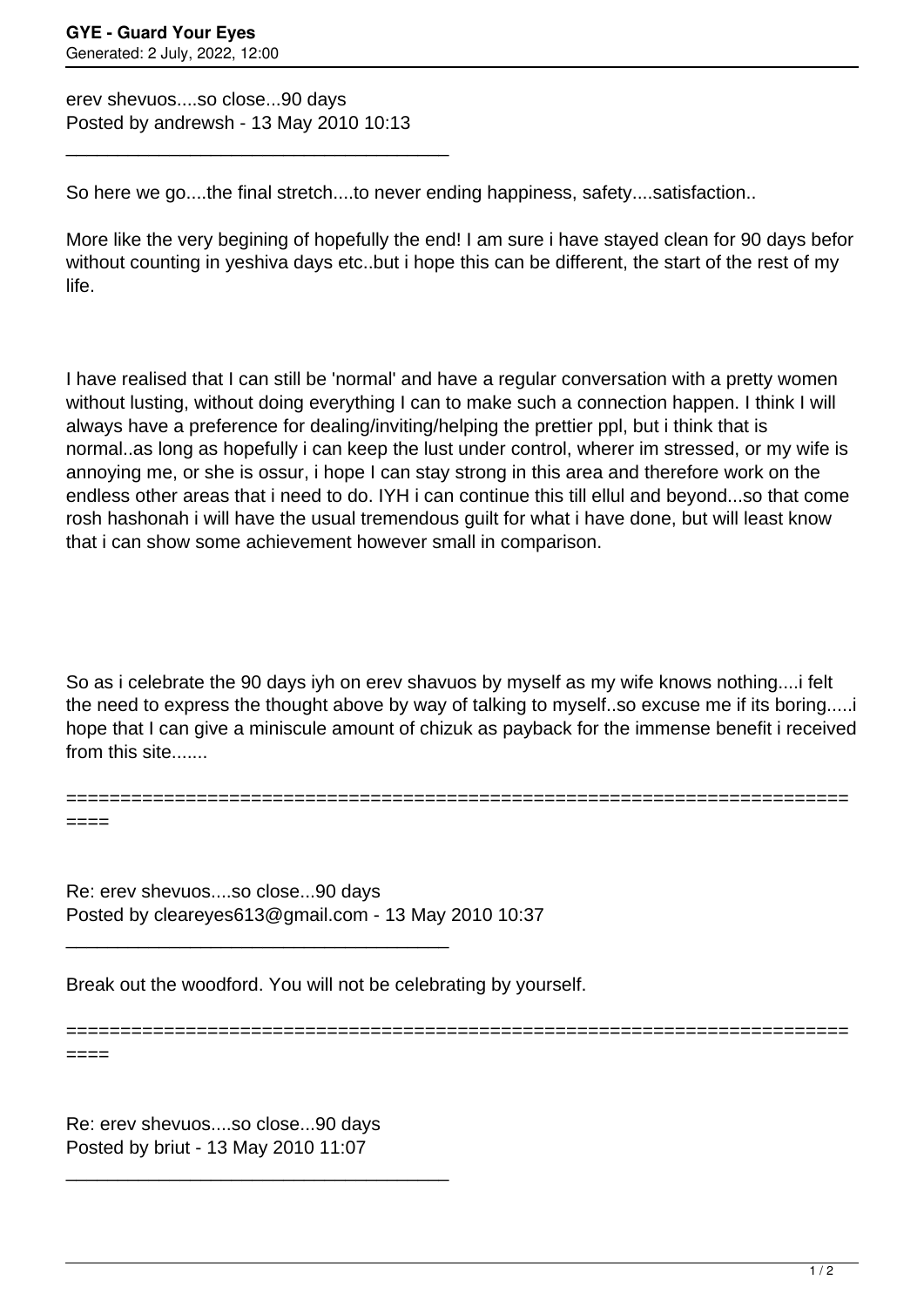erev shevuos....so close...90 days
Posted by andrewsh - 13 May 2010 10:13

---

So here we go....the final stretch....to never ending happiness, safety....satisfaction..

More like the very begining of hopefully the end! I am sure i have stayed clean for 90 days befor without counting in yeshiva days etc..but i hope this can be different, the start of the rest of my life.

I have realised that I can still be 'normal' and have a regular conversation with a pretty women without lusting, without doing everything I can to make such a connection happen. I think I will always have a preference for dealing/inviting/helping the prettier ppl, but i think that is normal..as long as hopefully i can keep the lust under control, wherer im stressed, or my wife is annoying me, or she is ossur, i hope I can stay strong in this area and therefore work on the endless other areas that i need to do. IYH i can continue this till ellul and beyond...so that come rosh hashonah i will have the usual tremendous guilt for what i have done, but will least know that i can show some achievement however small in comparison.

So as i celebrate the 90 days iyh on erev shavuos by myself as my wife knows nothing....i felt the need to express the thought above by way of talking to myself..so excuse me if its boring.....i hope that I can give a miniscule amount of chizuk as payback for the immense benefit i received from this site.......

============================================================================

Re: erev shevuos....so close...90 days
Posted by cleareyes613@gmail.com - 13 May 2010 10:37

---

Break out the woodford. You will not be celebrating by yourself.

============================================================================

Re: erev shevuos....so close...90 days
Posted by briut - 13 May 2010 11:07

---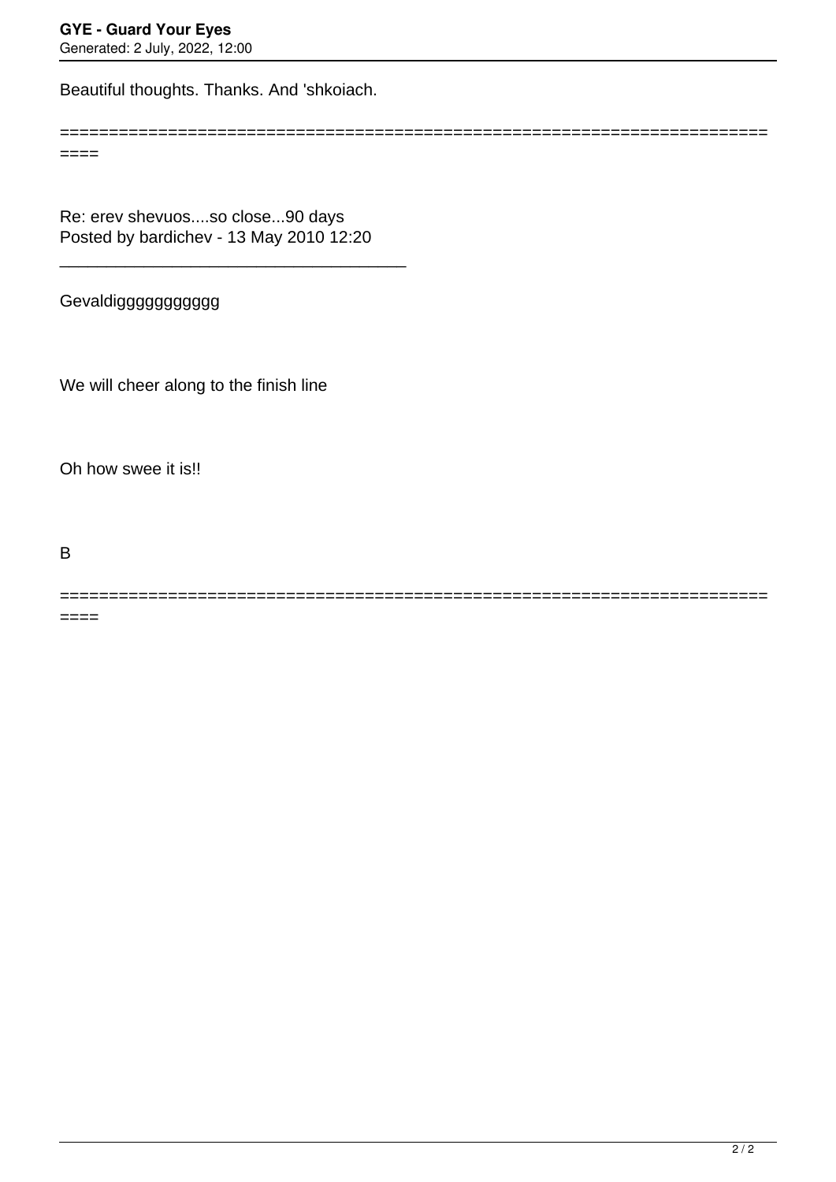Beautiful thoughts. Thanks. And 'shkoiach.

============================================================================

Re: erev shevuos....so close...90 days
Posted by bardichev - 13 May 2010 12:20

_____________________________________

Gevaldigggggggggg

We will cheer along to the finish line

Oh how swee it is!!

B

============================================================================